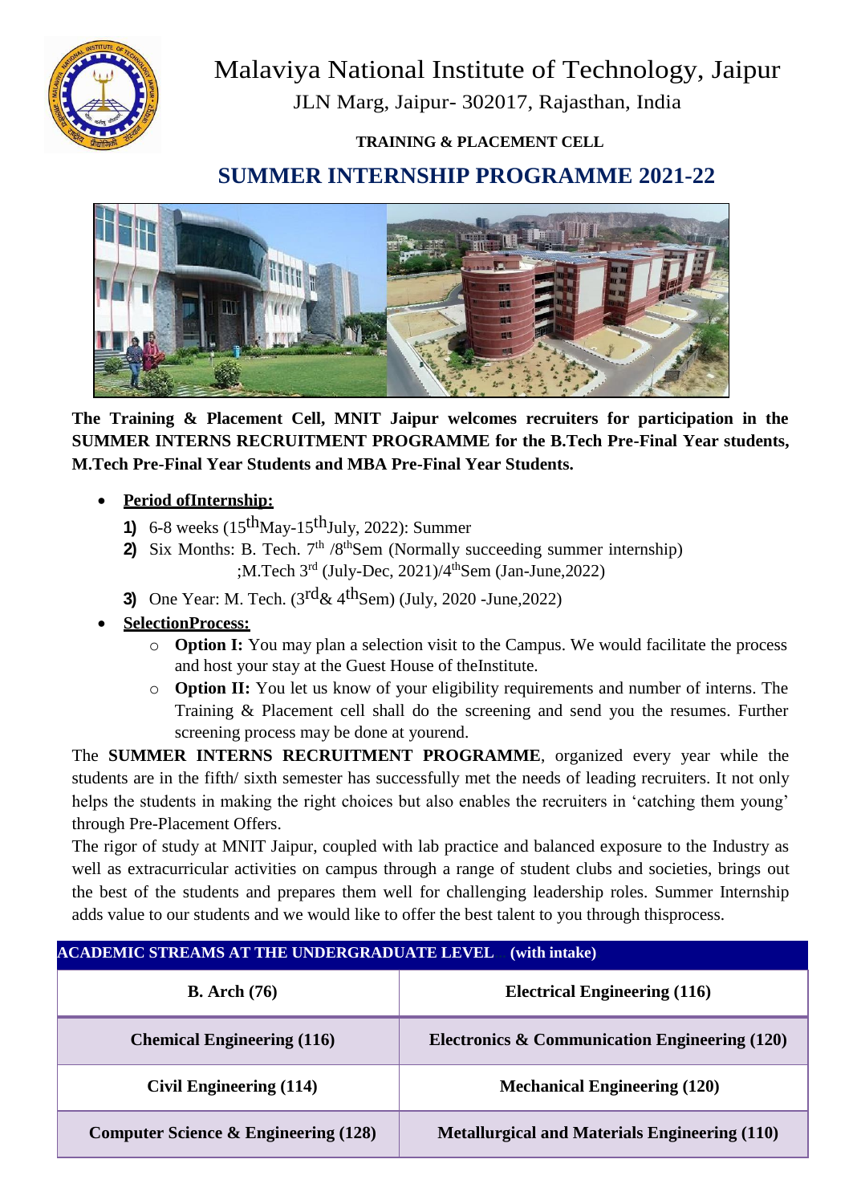# Malaviya National Institute of Technology, Jaipur

JLN Marg, Jaipur- 302017, Rajasthan, India

**TRAINING & PLACEMENT CELL**

## SUMMER INTERNSHIP PROGRAMME 2021-22

**The Training & Placement Cell, MNIT Jaipur welcomes recruiters for participation in the SUMMER INTERNS RECRUITMENT PROGRAMME for the B.Tech Pre-Final Year students, M.Tech Pre-Final Year Students and MBA Pre-Final Year Students.**

- **Period ofInternship:**
  1. 6-8 weeks (15th May-15th July, 2022): Summer
  2. Six Months: B. Tech. 7th /8th Sem (Normally succeeding summer internship) ;M.Tech 3rd (July-Dec, 2021)/4th Sem (Jan-June,2022)
  3. One Year: M. Tech. (3rd & 4th Sem) (July, 2020 -June,2022)
- **SelectionProcess:**
  - **Option I:** You may plan a selection visit to the Campus. We would facilitate the process and host your stay at the Guest House of theInstitute.
  - **Option II:** You let us know of your eligibility requirements and number of interns. The Training & Placement cell shall do the screening and send you the resumes. Further screening process may be done at yourend.

The **SUMMER INTERNS RECRUITMENT PROGRAMME**, organized every year while the students are in the fifth/ sixth semester has successfully met the needs of leading recruiters. It not only helps the students in making the right choices but also enables the recruiters in 'catching them young' through Pre-Placement Offers.

The rigor of study at MNIT Jaipur, coupled with lab practice and balanced exposure to the Industry as well as extracurricular activities on campus through a range of student clubs and societies, brings out the best of the students and prepares them well for challenging leadership roles. Summer Internship adds value to our students and we would like to offer the best talent to you through thisprocess.

| ACADEMIC STREAMS AT THE UNDERGRADUATE LEVEL (with intake) | |
|---|---|
| **B. Arch (76)** | **Electrical Engineering (116)** |
| **Chemical Engineering (116)** | **Electronics & Communication Engineering (120)** |
| **Civil Engineering (114)** | **Mechanical Engineering (120)** |
| **Computer Science & Engineering (128)** | **Metallurgical and Materials Engineering (110)** |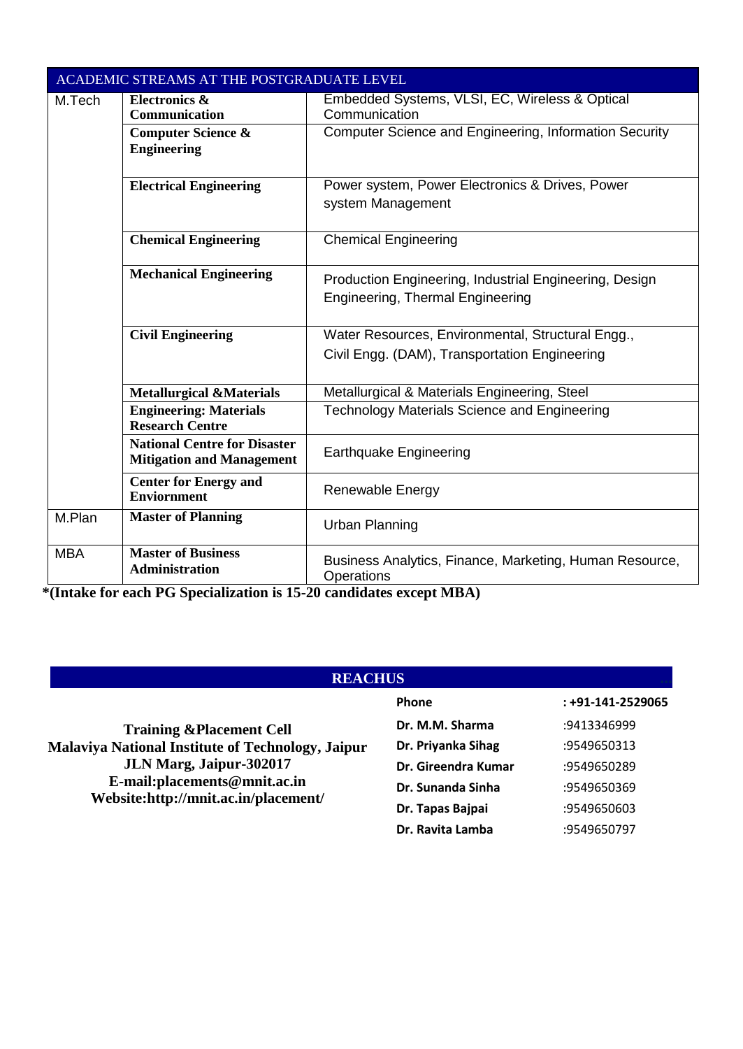| ACADEMIC STREAMS AT THE POSTGRADUATE LEVEL | | |
|---|---|---|
| M.Tech | **Electronics & Communication** | Embedded Systems, VLSI, EC, Wireless & Optical Communication |
| | **Computer Science & Engineering** | Computer Science and Engineering, Information Security |
| | **Electrical Engineering** | Power system, Power Electronics & Drives, Power system Management |
| | **Chemical Engineering** | Chemical Engineering |
| | **Mechanical Engineering** | Production Engineering, Industrial Engineering, Design Engineering, Thermal Engineering |
| | **Civil Engineering** | Water Resources, Environmental, Structural Engg., Civil Engg. (DAM), Transportation Engineering |
| | **Metallurgical &Materials** | Metallurgical & Materials Engineering, Steel |
| | **Engineering: Materials Research Centre** | Technology Materials Science and Engineering |
| | **National Centre for Disaster Mitigation and Management** | Earthquake Engineering |
| | **Center for Energy and Enviornment** | Renewable Energy |
| M.Plan | **Master of Planning** | Urban Planning |
| MBA | **Master of Business Administration** | Business Analytics, Finance, Marketing, Human Resource, Operations |

**\*(Intake for each PG Specialization is 15-20 candidates except MBA)**

## REACHUS

**Training &Placement Cell**
**Malaviya National Institute of Technology, Jaipur**
**JLN Marg, Jaipur-302017**
**E-mail:placements@mnit.ac.in**
**Website:http://mnit.ac.in/placement/**

| | |
|---|---|
| **Phone** | **: +91-141-2529065** |
| **Dr. M.M. Sharma** | :9413346999 |
| **Dr. Priyanka Sihag** | :9549650313 |
| **Dr. Gireendra Kumar** | :9549650289 |
| **Dr. Sunanda Sinha** | :9549650369 |
| **Dr. Tapas Bajpai** | :9549650603 |
| **Dr. Ravita Lamba** | :9549650797 |